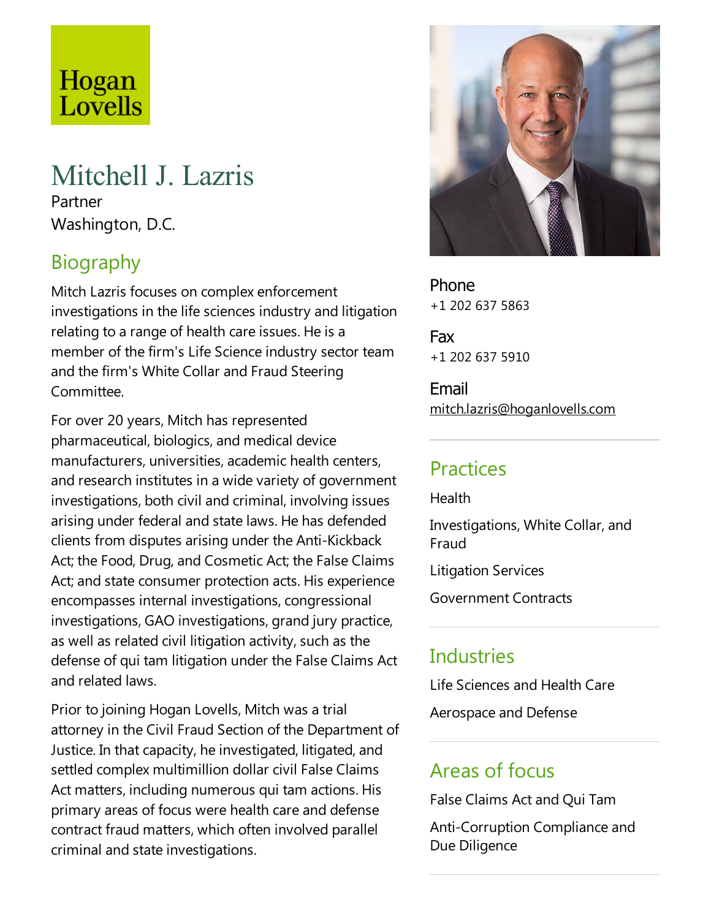Hogan Lovells

# Mitchell J. Lazris

Partner

Washington, D.C.

## Biography

Mitch Lazris focuses on complex enforcement investigations in the life sciences industry and litigation relating to a range of health care issues. He is a member of the firm's Life Science industry sector team and the firm's White Collar and Fraud Steering Committee.

For over 20 years, Mitch has represented pharmaceutical, biologics, and medical device manufacturers, universities, academic health centers, and research institutes in a wide variety of government investigations, both civil and criminal, involving issues arising under federal and state laws. He has defended clients from disputes arising under the Anti-Kickback Act; the Food, Drug, and Cosmetic Act; the False Claims Act; and state consumer protection acts. His experience encompasses internal investigations, congressional investigations, GAO investigations, grand jury practice, as well as related civil litigation activity, such as the defense of qui tam litigation under the False Claims Act and related laws.

Prior to joining Hogan Lovells, Mitch was a trial attorney in the Civil Fraud Section of the Department of Justice. In that capacity, he investigated, litigated, and settled complex multimillion dollar civil False Claims Act matters, including numerous qui tam actions. His primary areas of focus were health care and defense contract fraud matters, which often involved parallel criminal and state investigations.

**Phone**

+1 202 637 5863

**Fax**

+1 202 637 5910

**Email**

mitch.lazris@hoganlovells.com

## Practices

Health

Investigations, White Collar, and Fraud

Litigation Services

Government Contracts

## Industries

Life Sciences and Health Care

Aerospace and Defense

## Areas of focus

False Claims Act and Qui Tam

Anti-Corruption Compliance and Due Diligence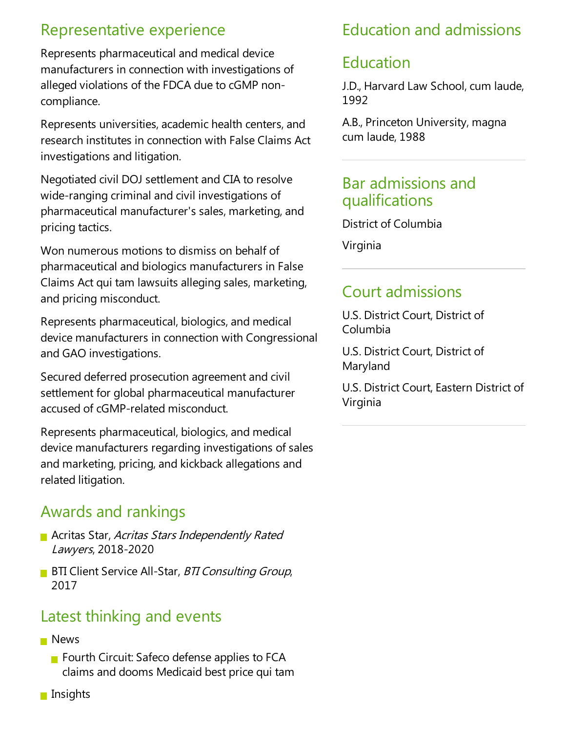## Representative experience

Represents pharmaceutical and medical device manufacturers in connection with investigations of alleged violations of the FDCA due to cGMP non-compliance.

Represents universities, academic health centers, and research institutes in connection with False Claims Act investigations and litigation.

Negotiated civil DOJ settlement and CIA to resolve wide-ranging criminal and civil investigations of pharmaceutical manufacturer's sales, marketing, and pricing tactics.

Won numerous motions to dismiss on behalf of pharmaceutical and biologics manufacturers in False Claims Act qui tam lawsuits alleging sales, marketing, and pricing misconduct.

Represents pharmaceutical, biologics, and medical device manufacturers in connection with Congressional and GAO investigations.

Secured deferred prosecution agreement and civil settlement for global pharmaceutical manufacturer accused of cGMP-related misconduct.

Represents pharmaceutical, biologics, and medical device manufacturers regarding investigations of sales and marketing, pricing, and kickback allegations and related litigation.

## Awards and rankings

- Acritas Star, *Acritas Stars Independently Rated Lawyers*, 2018-2020
- BTI Client Service All-Star, *BTI Consulting Group*, 2017

## Latest thinking and events

- News
  - Fourth Circuit: Safeco defense applies to FCA claims and dooms Medicaid best price qui tam
- Insights

## Education and admissions

## Education

J.D., Harvard Law School, cum laude, 1992

A.B., Princeton University, magna cum laude, 1988

## Bar admissions and qualifications

District of Columbia

Virginia

## Court admissions

U.S. District Court, District of Columbia

U.S. District Court, District of Maryland

U.S. District Court, Eastern District of Virginia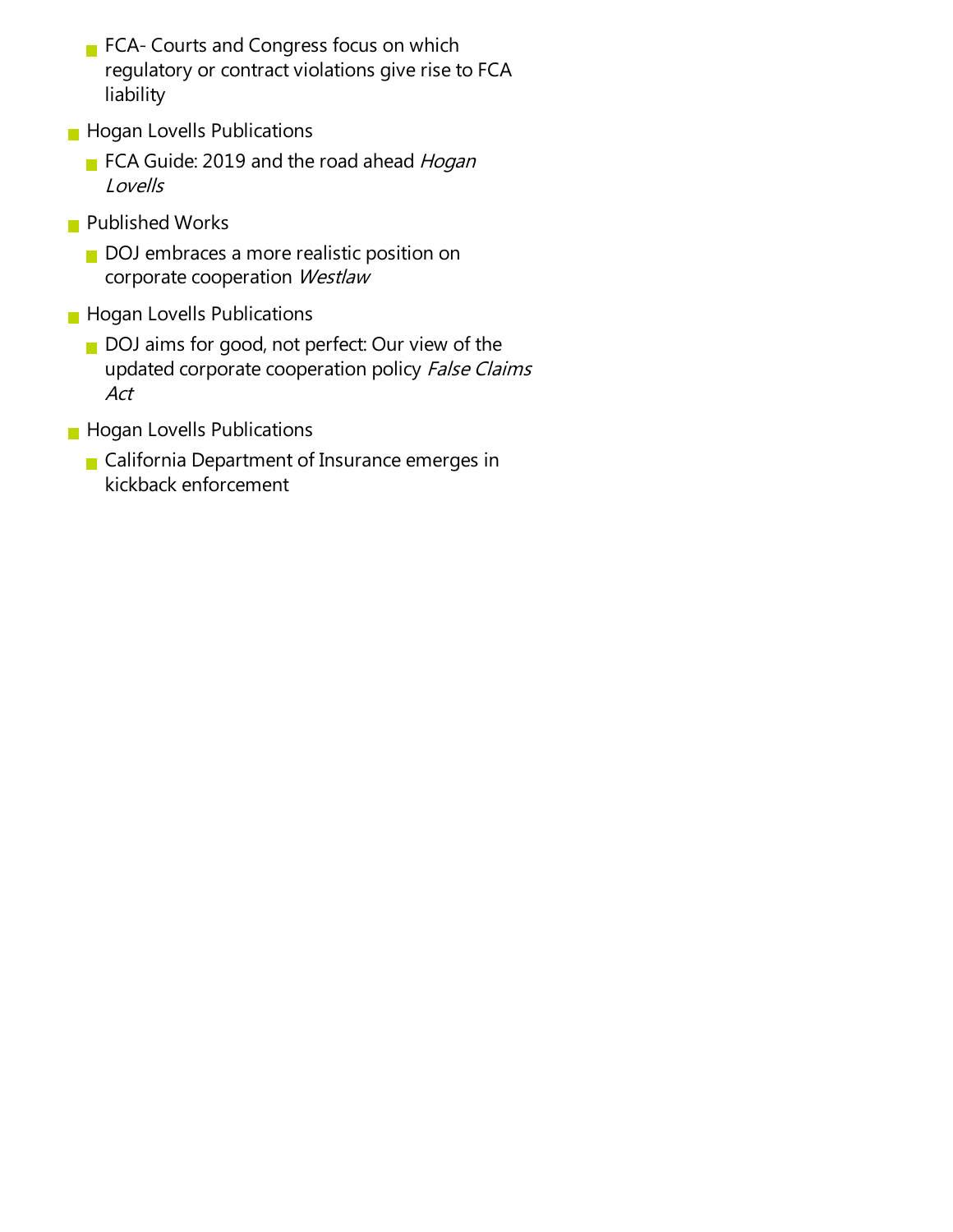- FCA- Courts and Congress focus on which regulatory or contract violations give rise to FCA liability
- Hogan Lovells Publications
  - FCA Guide: 2019 and the road ahead *Hogan Lovells*
- Published Works
  - DOJ embraces a more realistic position on corporate cooperation *Westlaw*
- Hogan Lovells Publications
  - DOJ aims for good, not perfect: Our view of the updated corporate cooperation policy *False Claims Act*
- Hogan Lovells Publications
  - California Department of Insurance emerges in kickback enforcement